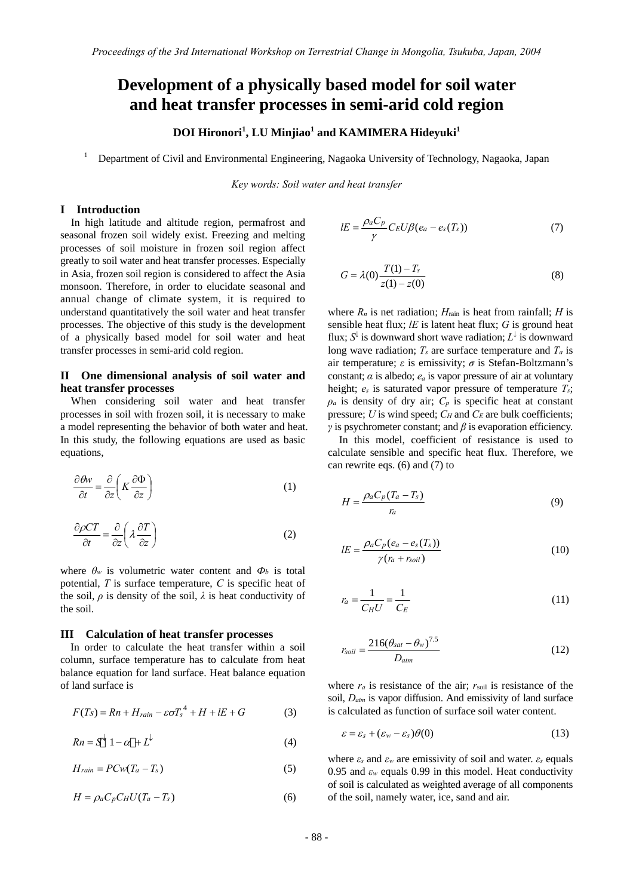# Development of a physically based model for soil water and heat transfer processes in semi-arid cold region

**DOI Hironori[1], LU Minjiao[1] and KAMIMERA Hideyuki[1]**

[1] Department of Civil and Environmental Engineering, Nagaoka University of Technology, Nagaoka, Japan

*Key words: Soil water and heat transfer*

## I Introduction

In high latitude and altitude region, permafrost and seasonal frozen soil widely exist. Freezing and melting processes of soil moisture in frozen soil region affect greatly to soil water and heat transfer processes. Especially in Asia, frozen soil region is considered to affect the Asia monsoon. Therefore, in order to elucidate seasonal and annual change of climate system, it is required to understand quantitatively the soil water and heat transfer processes. The objective of this study is the development of a physically based model for soil water and heat transfer processes in semi-arid cold region.

## II One dimensional analysis of soil water and heat transfer processes

When considering soil water and heat transfer processes in soil with frozen soil, it is necessary to make a model representing the behavior of both water and heat. In this study, the following equations are used as basic equations,

$$\frac{\partial \theta w}{\partial t} = \frac{\partial}{\partial z}\left( K \frac{\partial \Phi}{\partial z} \right) \tag{1}$$

$$\frac{\partial \rho C T}{\partial t} = \frac{\partial}{\partial z}\left( \lambda \frac{\partial T}{\partial z} \right) \tag{2}$$

where $\theta_w$ is volumetric water content and $\Phi_b$ is total potential, $T$ is surface temperature, $C$ is specific heat of the soil, $\rho$ is density of the soil, $\lambda$ is heat conductivity of the soil.

## III Calculation of heat transfer processes

In order to calculate the heat transfer within a soil column, surface temperature has to calculate from heat balance equation for land surface. Heat balance equation of land surface is

$$F(Ts) = Rn + H_{rain} - \varepsilon \sigma T_s^{\,4} + H + lE + G \tag{3}$$

$$Rn = S^{\downarrow}(1-\alpha) + L^{\downarrow} \tag{4}$$

$$H_{rain} = PCw(T_a - T_s) \tag{5}$$

$$H = \rho_a C_p C_H U (T_a - T_s) \tag{6}$$

$$lE = \frac{\rho_a C_p}{\gamma} C_E U \beta (e_a - e_s(T_s)) \tag{7}$$

$$G = \lambda(0) \frac{T(1) - T_s}{z(1) - z(0)} \tag{8}$$

where $R_n$ is net radiation; $H_{\mathrm{rain}}$ is heat from rainfall; $H$ is sensible heat flux; $lE$ is latent heat flux; $G$ is ground heat flux; $S^{\downarrow}$ is downward short wave radiation; $L^{\downarrow}$ is downward long wave radiation; $T_s$ are surface temperature and $T_a$ is air temperature; $\varepsilon$ is emissivity; $\sigma$ is Stefan-Boltzmann's constant; $\alpha$ is albedo; $e_a$ is vapor pressure of air at voluntary height; $e_s$ is saturated vapor pressure of temperature $T_s$; $\rho_a$ is density of dry air; $C_p$ is specific heat at constant pressure; $U$ is wind speed; $C_H$ and $C_E$ are bulk coefficients; $\gamma$ is psychrometer constant; and $\beta$ is evaporation efficiency.

In this model, coefficient of resistance is used to calculate sensible and specific heat flux. Therefore, we can rewrite eqs. (6) and (7) to

$$H = \frac{\rho_a C_p (T_a - T_s)}{r_a} \tag{9}$$

$$lE = \frac{\rho_a C_p (e_a - e_s(T_s))}{\gamma (r_a + r_{soil})} \tag{10}$$

$$r_a = \frac{1}{C_H U} = \frac{1}{C_E} \tag{11}$$

$$r_{soil} = \frac{216(\theta_{sat} - \theta_w)^{7.5}}{D_{atm}} \tag{12}$$

where $r_a$ is resistance of the air; $r_{\mathrm{soil}}$ is resistance of the soil, $D_{atm}$ is vapor diffusion. And emissivity of land surface is calculated as function of surface soil water content.

$$\varepsilon = \varepsilon_s + (\varepsilon_w - \varepsilon_s)\theta(0) \tag{13}$$

where $\varepsilon_s$ and $\varepsilon_w$ are emissivity of soil and water. $\varepsilon_s$ equals 0.95 and $\varepsilon_w$ equals 0.99 in this model. Heat conductivity of soil is calculated as weighted average of all components of the soil, namely water, ice, sand and air.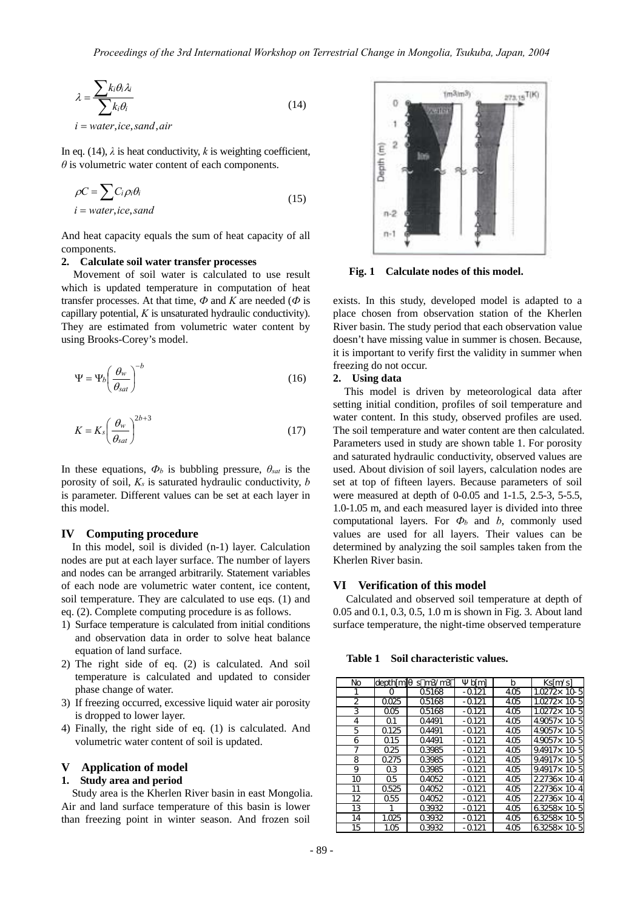$$\lambda = \frac{\sum k_i \theta_i \lambda_i}{\sum k_i \theta_i} \tag{14}$$

$$i = water, ice, sand, air$$

In eq. (14), $\lambda$ is heat conductivity, $k$ is weighting coefficient, $\theta$ is volumetric water content of each components.

$$\rho C = \sum C_i \rho_i \theta_i \tag{15}$$

$$i = water, ice, sand$$

And heat capacity equals the sum of heat capacity of all components.

**2. Calculate soil water transfer processes**

Movement of soil water is calculated to use result which is updated temperature in computation of heat transfer processes. At that time, $\Phi$ and $K$ are needed ($\Phi$ is capillary potential, $K$ is unsaturated hydraulic conductivity). They are estimated from volumetric water content by using Brooks-Corey's model.

$$\Psi = \Psi_b \left( \frac{\theta_w}{\theta_{sat}} \right)^{-b} \tag{16}$$

$$K = K_s \left( \frac{\theta_w}{\theta_{sat}} \right)^{2b+3} \tag{17}$$

In these equations, $\Phi_b$ is bubbling pressure, $\theta_{sat}$ is the porosity of soil, $K_s$ is saturated hydraulic conductivity, $b$ is parameter. Different values can be set at each layer in this model.

## IV Computing procedure

In this model, soil is divided (n-1) layer. Calculation nodes are put at each layer surface. The number of layers and nodes can be arranged arbitrarily. Statement variables of each node are volumetric water content, ice content, soil temperature. They are calculated to use eqs. (1) and eq. (2). Complete computing procedure is as follows.

1) Surface temperature is calculated from initial conditions and observation data in order to solve heat balance equation of land surface.
2) The right side of eq. (2) is calculated. And soil temperature is calculated and updated to consider phase change of water.
3) If freezing occurred, excessive liquid water air porosity is dropped to lower layer.
4) Finally, the right side of eq. (1) is calculated. And volumetric water content of soil is updated.

## V Application of model

**1. Study area and period**

Study area is the Kherlen River basin in east Mongolia. Air and land surface temperature of this basin is lower than freezing point in winter season. And frozen soil exists. In this study, developed model is adapted to a place chosen from observation station of the Kherlen River basin. The study period that each observation value doesn't have missing value in summer is chosen. Because, it is important to verify first the validity in summer when freezing do not occur.

**2. Using data**

This model is driven by meteorological data after setting initial condition, profiles of soil temperature and water content. In this study, observed profiles are used. The soil temperature and water content are then calculated. Parameters used in study are shown table 1. For porosity and saturated hydraulic conductivity, observed values are used. About division of soil layers, calculation nodes are set at top of fifteen layers. Because parameters of soil were measured at depth of 0-0.05 and 1-1.5, 2.5-3, 5-5.5, 1.0-1.05 m, and each measured layer is divided into three computational layers. For $\Phi_b$ and $b$, commonly used values are used for all layers. Their values can be determined by analyzing the soil samples taken from the Kherlen River basin.

**Fig. 1 Calculate nodes of this model.**

## VI Verification of this model

Calculated and observed soil temperature at depth of 0.05 and 0.1, 0.3, 0.5, 1.0 m is shown in Fig. 3. About land surface temperature, the night-time observed temperature

**Table 1 Soil characteristic values.**

| No | depth[m] | $\theta_s$[m3/m3] | $\Psi_b$[m] | b | Ks[m/s] |
|---|---|---|---|---|---|
| 1 | 0 | 0.5168 | -0.121 | 4.05 | 1.0272×10-5 |
| 2 | 0.025 | 0.5168 | -0.121 | 4.05 | 1.0272×10-5 |
| 3 | 0.05 | 0.5168 | -0.121 | 4.05 | 1.0272×10-5 |
| 4 | 0.1 | 0.4491 | -0.121 | 4.05 | 4.9057×10-5 |
| 5 | 0.125 | 0.4491 | -0.121 | 4.05 | 4.9057×10-5 |
| 6 | 0.15 | 0.4491 | -0.121 | 4.05 | 4.9057×10-5 |
| 7 | 0.25 | 0.3985 | -0.121 | 4.05 | 9.4917×10-5 |
| 8 | 0.275 | 0.3985 | -0.121 | 4.05 | 9.4917×10-5 |
| 9 | 0.3 | 0.3985 | -0.121 | 4.05 | 9.4917×10-5 |
| 10 | 0.5 | 0.4052 | -0.121 | 4.05 | 2.2736×10-4 |
| 11 | 0.525 | 0.4052 | -0.121 | 4.05 | 2.2736×10-4 |
| 12 | 0.55 | 0.4052 | -0.121 | 4.05 | 2.2736×10-4 |
| 13 | 1 | 0.3932 | -0.121 | 4.05 | 6.3258×10-5 |
| 14 | 1.025 | 0.3932 | -0.121 | 4.05 | 6.3258×10-5 |
| 15 | 1.05 | 0.3932 | -0.121 | 4.05 | 6.3258×10-5 |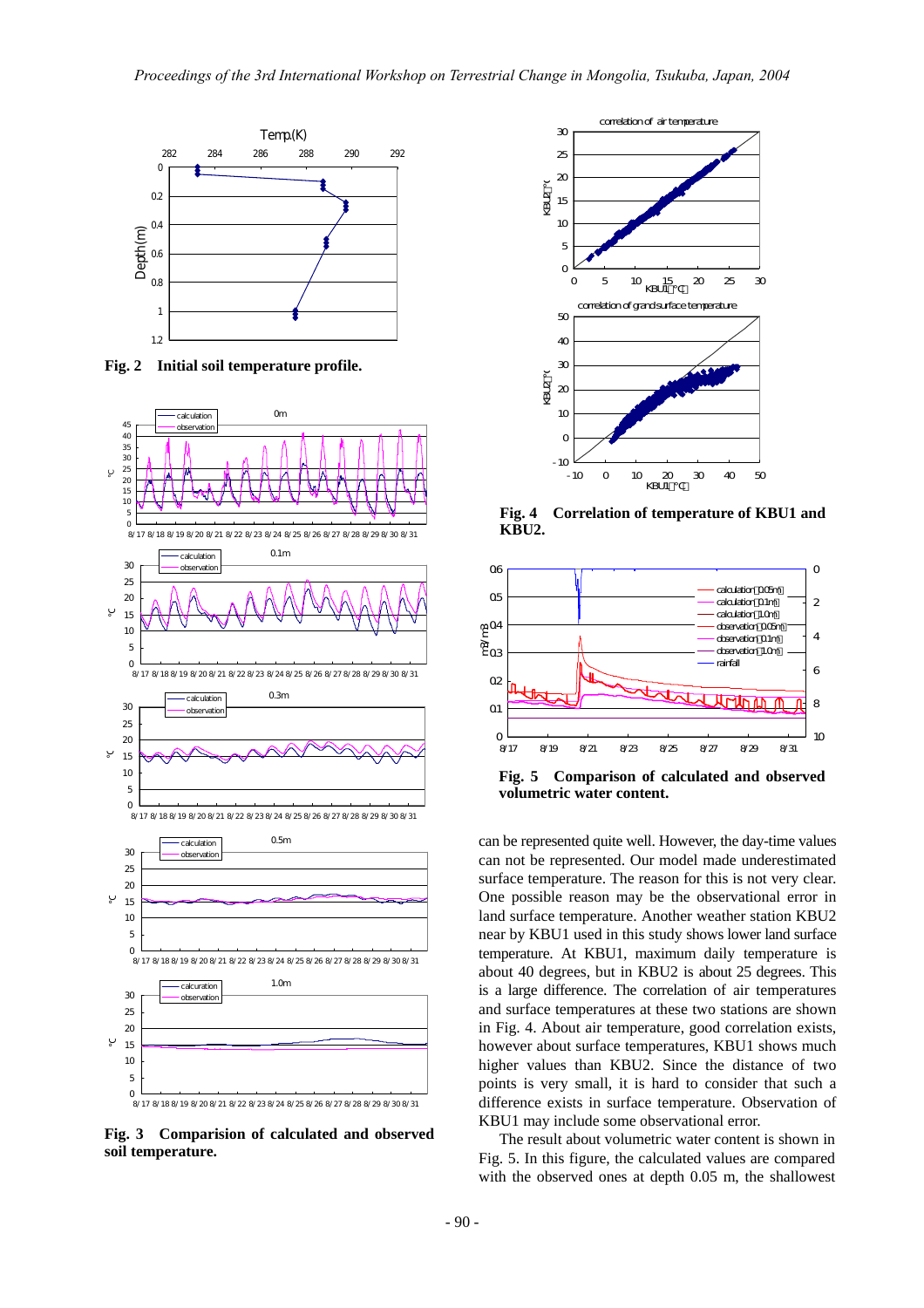**Fig. 2 Initial soil temperature profile.**

**Fig. 3 Comparision of calculated and observed soil temperature.**

**Fig. 4 Correlation of temperature of KBU1 and KBU2.**

**Fig. 5 Comparison of calculated and observed volumetric water content.**

can be represented quite well. However, the day-time values can not be represented. Our model made underestimated surface temperature. The reason for this is not very clear. One possible reason may be the observational error in land surface temperature. Another weather station KBU2 near by KBU1 used in this study shows lower land surface temperature. At KBU1, maximum daily temperature is about 40 degrees, but in KBU2 is about 25 degrees. This is a large difference. The correlation of air temperatures and surface temperatures at these two stations are shown in Fig. 4. About air temperature, good correlation exists, however about surface temperatures, KBU1 shows much higher values than KBU2. Since the distance of two points is very small, it is hard to consider that such a difference exists in surface temperature. Observation of KBU1 may include some observational error.

The result about volumetric water content is shown in Fig. 5. In this figure, the calculated values are compared with the observed ones at depth 0.05 m, the shallowest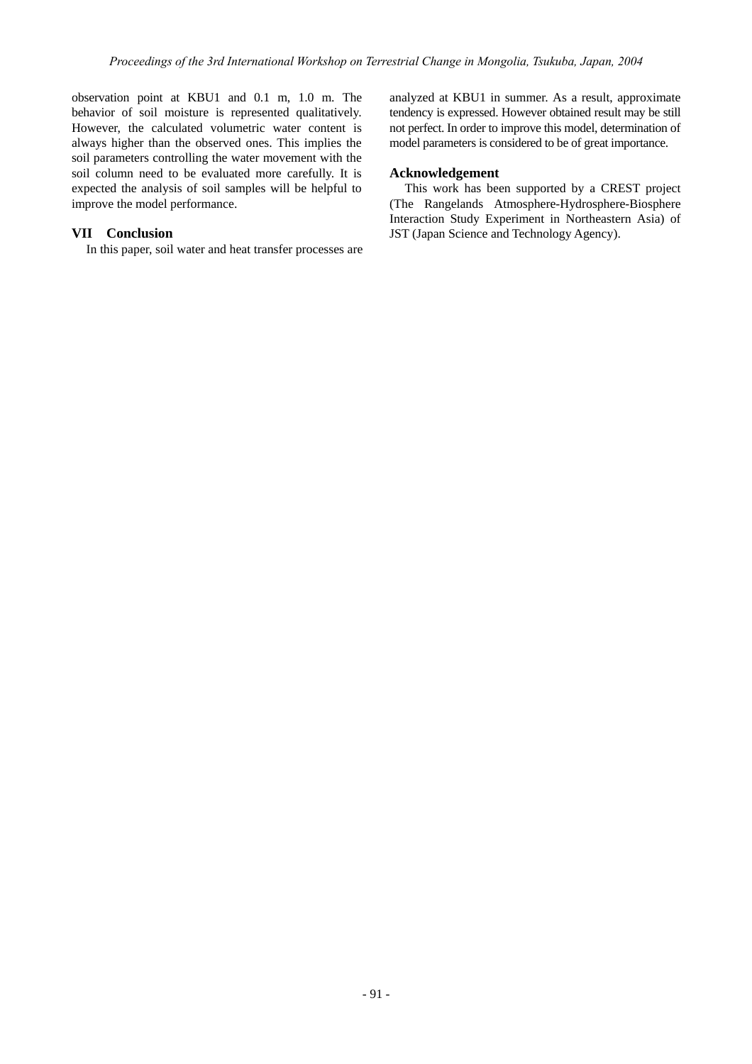observation point at KBU1 and 0.1 m, 1.0 m. The behavior of soil moisture is represented qualitatively. However, the calculated volumetric water content is always higher than the observed ones. This implies the soil parameters controlling the water movement with the soil column need to be evaluated more carefully. It is expected the analysis of soil samples will be helpful to improve the model performance.

## VII Conclusion

In this paper, soil water and heat transfer processes are analyzed at KBU1 in summer. As a result, approximate tendency is expressed. However obtained result may be still not perfect. In order to improve this model, determination of model parameters is considered to be of great importance.

## Acknowledgement

This work has been supported by a CREST project (The Rangelands Atmosphere-Hydrosphere-Biosphere Interaction Study Experiment in Northeastern Asia) of JST (Japan Science and Technology Agency).